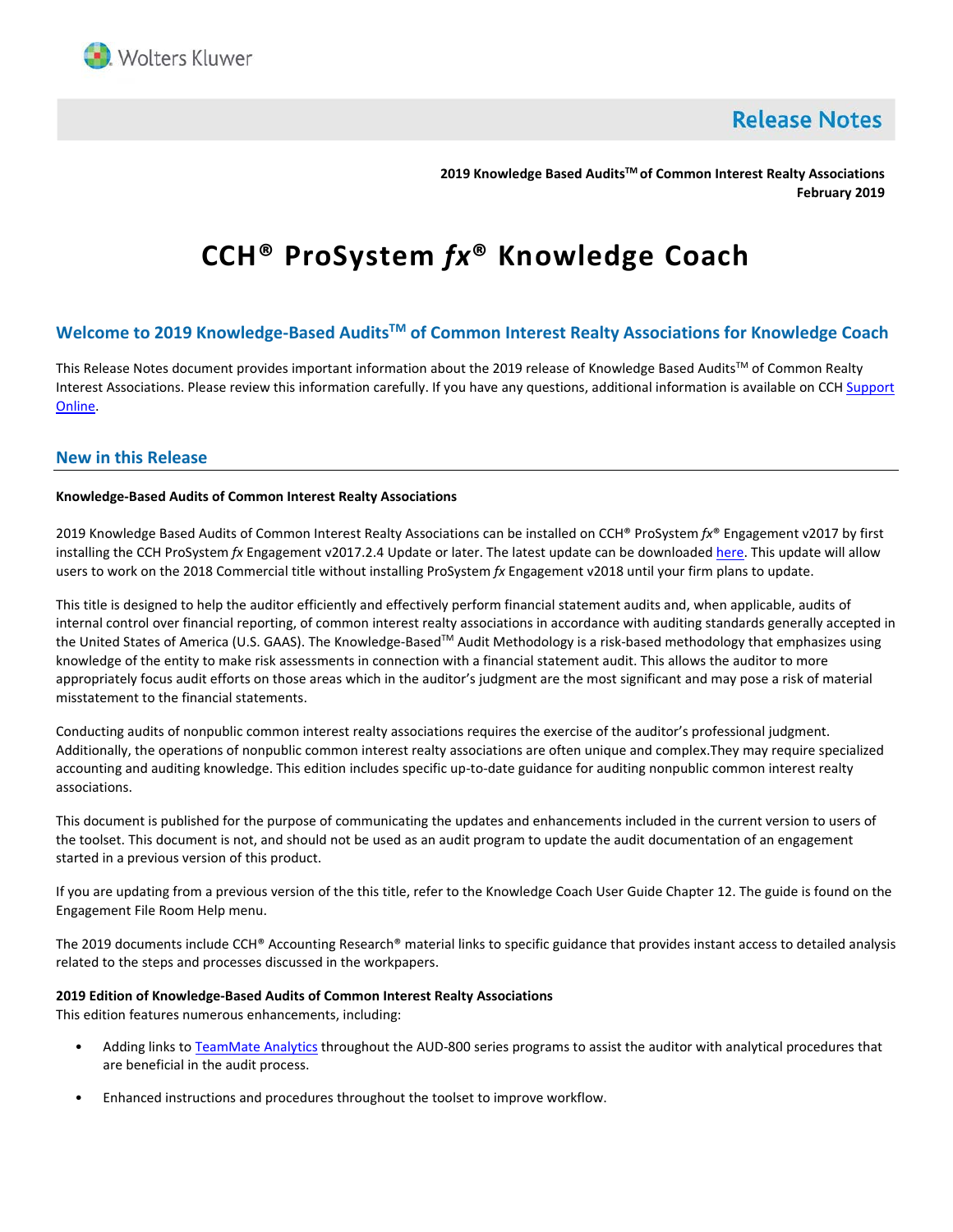Wolters Kluwer

# Release Notes

**2019 Knowledge Based Audits™ of Common Interest Realty Associations**
**February 2019**

# CCH® ProSystem *fx*® Knowledge Coach

## Welcome to 2019 Knowledge-Based Audits™ of Common Interest Realty Associations for Knowledge Coach

This Release Notes document provides important information about the 2019 release of Knowledge Based Audits™ of Common Realty Interest Associations. Please review this information carefully. If you have any questions, additional information is available on CCH Support Online.

## New in this Release

**Knowledge-Based Audits of Common Interest Realty Associations**

2019 Knowledge Based Audits of Common Interest Realty Associations can be installed on CCH® ProSystem *fx*® Engagement v2017 by first installing the CCH ProSystem *fx* Engagement v2017.2.4 Update or later. The latest update can be downloaded here. This update will allow users to work on the 2018 Commercial title without installing ProSystem *fx* Engagement v2018 until your firm plans to update.

This title is designed to help the auditor efficiently and effectively perform financial statement audits and, when applicable, audits of internal control over financial reporting, of common interest realty associations in accordance with auditing standards generally accepted in the United States of America (U.S. GAAS). The Knowledge-Based™ Audit Methodology is a risk-based methodology that emphasizes using knowledge of the entity to make risk assessments in connection with a financial statement audit. This allows the auditor to more appropriately focus audit efforts on those areas which in the auditor's judgment are the most significant and may pose a risk of material misstatement to the financial statements.

Conducting audits of nonpublic common interest realty associations requires the exercise of the auditor's professional judgment. Additionally, the operations of nonpublic common interest realty associations are often unique and complex.They may require specialized accounting and auditing knowledge. This edition includes specific up-to-date guidance for auditing nonpublic common interest realty associations.

This document is published for the purpose of communicating the updates and enhancements included in the current version to users of the toolset. This document is not, and should not be used as an audit program to update the audit documentation of an engagement started in a previous version of this product.

If you are updating from a previous version of the this title, refer to the Knowledge Coach User Guide Chapter 12. The guide is found on the Engagement File Room Help menu.

The 2019 documents include CCH® Accounting Research® material links to specific guidance that provides instant access to detailed analysis related to the steps and processes discussed in the workpapers.

**2019 Edition of Knowledge-Based Audits of Common Interest Realty Associations**
This edition features numerous enhancements, including:

- Adding links to TeamMate Analytics throughout the AUD-800 series programs to assist the auditor with analytical procedures that are beneficial in the audit process.
- Enhanced instructions and procedures throughout the toolset to improve workflow.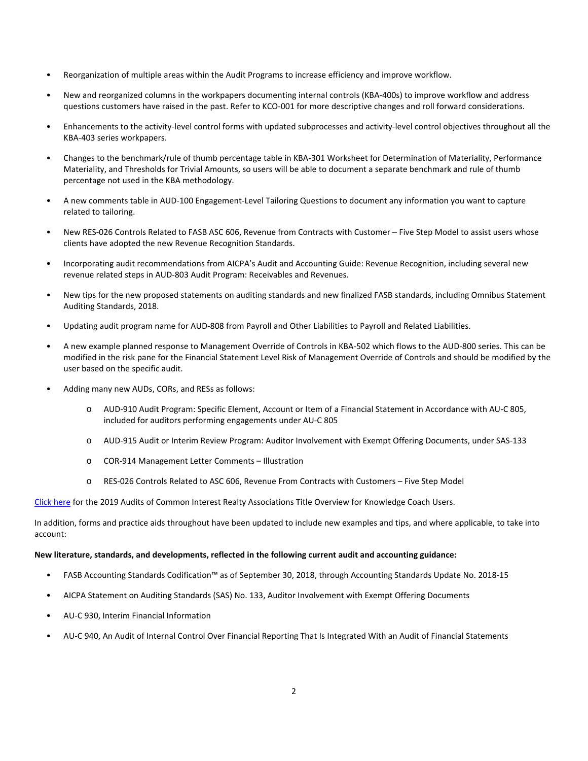- Reorganization of multiple areas within the Audit Programs to increase efficiency and improve workflow.
- New and reorganized columns in the workpapers documenting internal controls (KBA-400s) to improve workflow and address questions customers have raised in the past. Refer to KCO-001 for more descriptive changes and roll forward considerations.
- Enhancements to the activity-level control forms with updated subprocesses and activity-level control objectives throughout all the KBA-403 series workpapers.
- Changes to the benchmark/rule of thumb percentage table in KBA-301 Worksheet for Determination of Materiality, Performance Materiality, and Thresholds for Trivial Amounts, so users will be able to document a separate benchmark and rule of thumb percentage not used in the KBA methodology.
- A new comments table in AUD-100 Engagement-Level Tailoring Questions to document any information you want to capture related to tailoring.
- New RES-026 Controls Related to FASB ASC 606, Revenue from Contracts with Customer – Five Step Model to assist users whose clients have adopted the new Revenue Recognition Standards.
- Incorporating audit recommendations from AICPA's Audit and Accounting Guide: Revenue Recognition, including several new revenue related steps in AUD-803 Audit Program: Receivables and Revenues.
- New tips for the new proposed statements on auditing standards and new finalized FASB standards, including Omnibus Statement Auditing Standards, 2018.
- Updating audit program name for AUD-808 from Payroll and Other Liabilities to Payroll and Related Liabilities.
- A new example planned response to Management Override of Controls in KBA-502 which flows to the AUD-800 series. This can be modified in the risk pane for the Financial Statement Level Risk of Management Override of Controls and should be modified by the user based on the specific audit.
- Adding many new AUDs, CORs, and RESs as follows:
  - AUD-910 Audit Program: Specific Element, Account or Item of a Financial Statement in Accordance with AU-C 805, included for auditors performing engagements under AU-C 805
  - AUD-915 Audit or Interim Review Program: Auditor Involvement with Exempt Offering Documents, under SAS-133
  - COR-914 Management Letter Comments – Illustration
  - RES-026 Controls Related to ASC 606, Revenue From Contracts with Customers – Five Step Model

Click here for the 2019 Audits of Common Interest Realty Associations Title Overview for Knowledge Coach Users.

In addition, forms and practice aids throughout have been updated to include new examples and tips, and where applicable, to take into account:

**New literature, standards, and developments, reflected in the following current audit and accounting guidance:**

- FASB Accounting Standards Codification™ as of September 30, 2018, through Accounting Standards Update No. 2018-15
- AICPA Statement on Auditing Standards (SAS) No. 133, Auditor Involvement with Exempt Offering Documents
- AU-C 930, Interim Financial Information
- AU-C 940, An Audit of Internal Control Over Financial Reporting That Is Integrated With an Audit of Financial Statements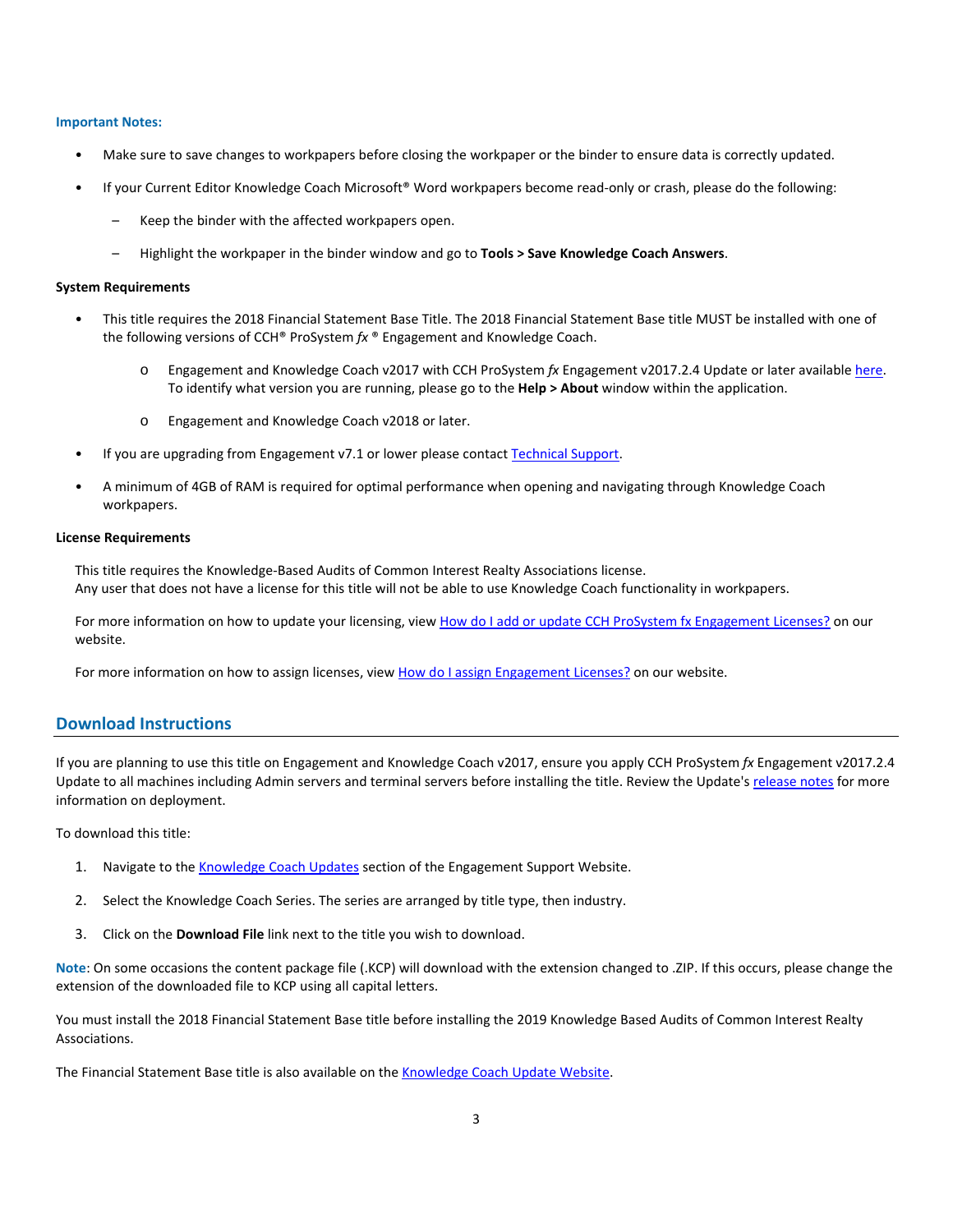**Important Notes:**

- Make sure to save changes to workpapers before closing the workpaper or the binder to ensure data is correctly updated.
- If your Current Editor Knowledge Coach Microsoft® Word workpapers become read-only or crash, please do the following:
  - Keep the binder with the affected workpapers open.
  - Highlight the workpaper in the binder window and go to **Tools > Save Knowledge Coach Answers**.

**System Requirements**

- This title requires the 2018 Financial Statement Base Title. The 2018 Financial Statement Base title MUST be installed with one of the following versions of CCH® ProSystem *fx* ® Engagement and Knowledge Coach.
  - Engagement and Knowledge Coach v2017 with CCH ProSystem *fx* Engagement v2017.2.4 Update or later available here. To identify what version you are running, please go to the **Help > About** window within the application.
  - Engagement and Knowledge Coach v2018 or later.
- If you are upgrading from Engagement v7.1 or lower please contact Technical Support.
- A minimum of 4GB of RAM is required for optimal performance when opening and navigating through Knowledge Coach workpapers.

**License Requirements**

This title requires the Knowledge-Based Audits of Common Interest Realty Associations license.
Any user that does not have a license for this title will not be able to use Knowledge Coach functionality in workpapers.

For more information on how to update your licensing, view How do I add or update CCH ProSystem fx Engagement Licenses? on our website.

For more information on how to assign licenses, view How do I assign Engagement Licenses? on our website.

## Download Instructions

If you are planning to use this title on Engagement and Knowledge Coach v2017, ensure you apply CCH ProSystem *fx* Engagement v2017.2.4 Update to all machines including Admin servers and terminal servers before installing the title. Review the Update's release notes for more information on deployment.

To download this title:

1. Navigate to the Knowledge Coach Updates section of the Engagement Support Website.
2. Select the Knowledge Coach Series. The series are arranged by title type, then industry.
3. Click on the **Download File** link next to the title you wish to download.

**Note**: On some occasions the content package file (.KCP) will download with the extension changed to .ZIP. If this occurs, please change the extension of the downloaded file to KCP using all capital letters.

You must install the 2018 Financial Statement Base title before installing the 2019 Knowledge Based Audits of Common Interest Realty Associations.

The Financial Statement Base title is also available on the Knowledge Coach Update Website.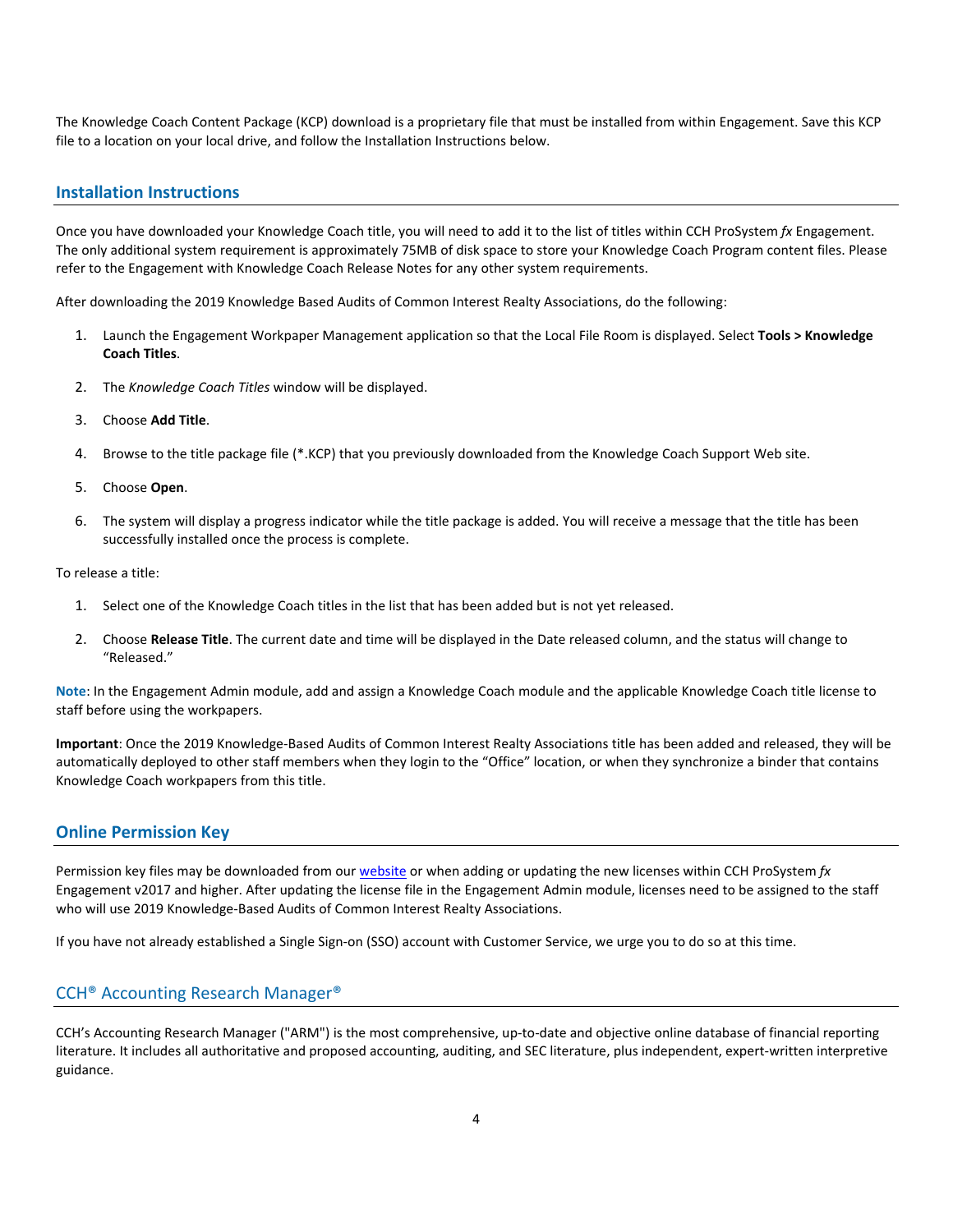The Knowledge Coach Content Package (KCP) download is a proprietary file that must be installed from within Engagement. Save this KCP file to a location on your local drive, and follow the Installation Instructions below.

## Installation Instructions

Once you have downloaded your Knowledge Coach title, you will need to add it to the list of titles within CCH ProSystem *fx* Engagement. The only additional system requirement is approximately 75MB of disk space to store your Knowledge Coach Program content files. Please refer to the Engagement with Knowledge Coach Release Notes for any other system requirements.

After downloading the 2019 Knowledge Based Audits of Common Interest Realty Associations, do the following:

1. Launch the Engagement Workpaper Management application so that the Local File Room is displayed. Select **Tools > Knowledge Coach Titles**.
2. The *Knowledge Coach Titles* window will be displayed.
3. Choose **Add Title**.
4. Browse to the title package file (*.KCP) that you previously downloaded from the Knowledge Coach Support Web site.
5. Choose **Open**.
6. The system will display a progress indicator while the title package is added. You will receive a message that the title has been successfully installed once the process is complete.

To release a title:

1. Select one of the Knowledge Coach titles in the list that has been added but is not yet released.
2. Choose **Release Title**. The current date and time will be displayed in the Date released column, and the status will change to "Released."

**Note**: In the Engagement Admin module, add and assign a Knowledge Coach module and the applicable Knowledge Coach title license to staff before using the workpapers.

**Important**: Once the 2019 Knowledge-Based Audits of Common Interest Realty Associations title has been added and released, they will be automatically deployed to other staff members when they login to the "Office" location, or when they synchronize a binder that contains Knowledge Coach workpapers from this title.

## Online Permission Key

Permission key files may be downloaded from our website or when adding or updating the new licenses within CCH ProSystem *fx* Engagement v2017 and higher. After updating the license file in the Engagement Admin module, licenses need to be assigned to the staff who will use 2019 Knowledge-Based Audits of Common Interest Realty Associations.

If you have not already established a Single Sign-on (SSO) account with Customer Service, we urge you to do so at this time.

## CCH® Accounting Research Manager®

CCH's Accounting Research Manager ("ARM") is the most comprehensive, up-to-date and objective online database of financial reporting literature. It includes all authoritative and proposed accounting, auditing, and SEC literature, plus independent, expert-written interpretive guidance.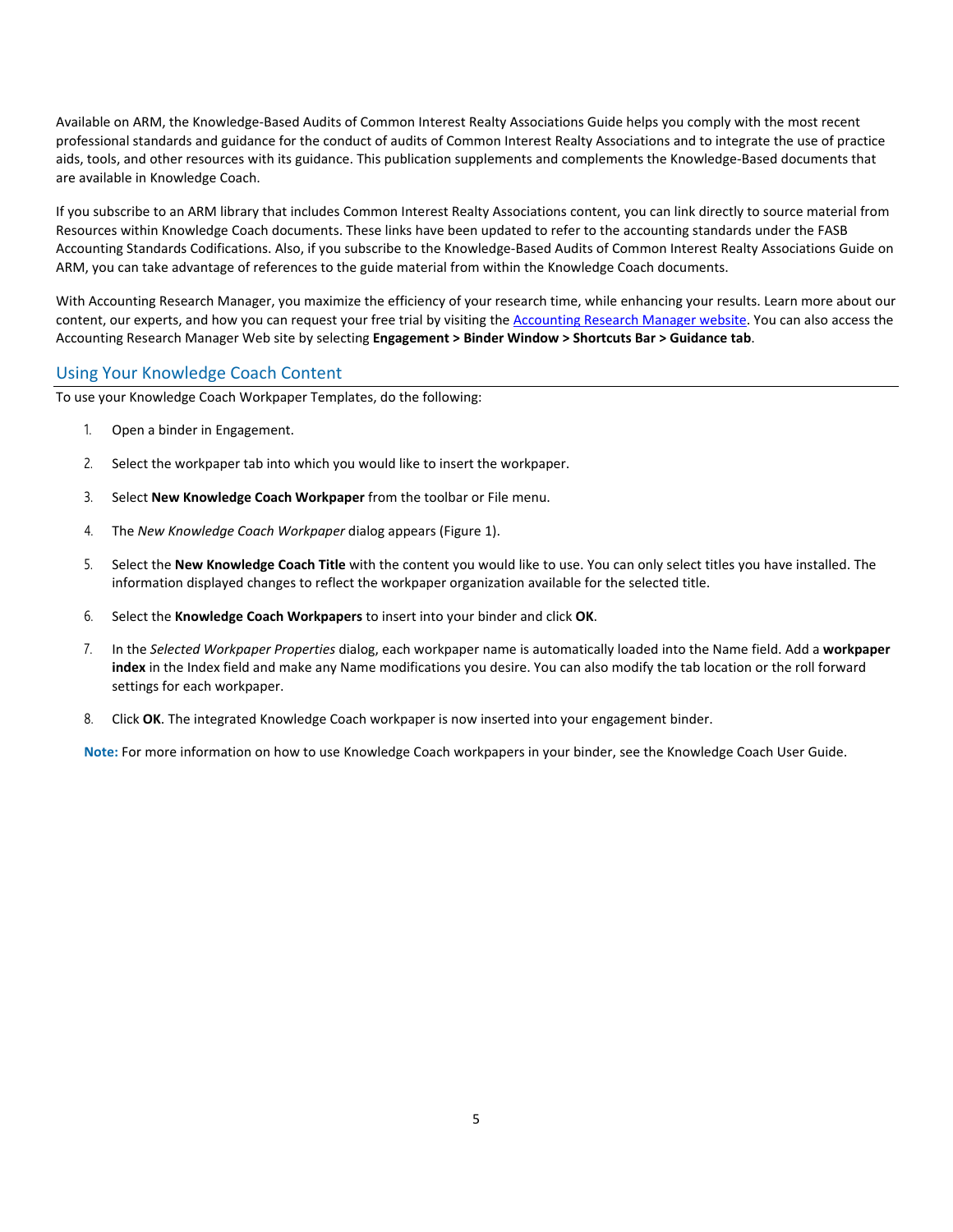Available on ARM, the Knowledge-Based Audits of Common Interest Realty Associations Guide helps you comply with the most recent professional standards and guidance for the conduct of audits of Common Interest Realty Associations and to integrate the use of practice aids, tools, and other resources with its guidance. This publication supplements and complements the Knowledge-Based documents that are available in Knowledge Coach.

If you subscribe to an ARM library that includes Common Interest Realty Associations content, you can link directly to source material from Resources within Knowledge Coach documents. These links have been updated to refer to the accounting standards under the FASB Accounting Standards Codifications. Also, if you subscribe to the Knowledge-Based Audits of Common Interest Realty Associations Guide on ARM, you can take advantage of references to the guide material from within the Knowledge Coach documents.

With Accounting Research Manager, you maximize the efficiency of your research time, while enhancing your results. Learn more about our content, our experts, and how you can request your free trial by visiting the Accounting Research Manager website. You can also access the Accounting Research Manager Web site by selecting **Engagement > Binder Window > Shortcuts Bar > Guidance tab**.

## Using Your Knowledge Coach Content

To use your Knowledge Coach Workpaper Templates, do the following:

1. Open a binder in Engagement.
2. Select the workpaper tab into which you would like to insert the workpaper.
3. Select **New Knowledge Coach Workpaper** from the toolbar or File menu.
4. The *New Knowledge Coach Workpaper* dialog appears (Figure 1).
5. Select the **New Knowledge Coach Title** with the content you would like to use. You can only select titles you have installed. The information displayed changes to reflect the workpaper organization available for the selected title.
6. Select the **Knowledge Coach Workpapers** to insert into your binder and click **OK**.
7. In the *Selected Workpaper Properties* dialog, each workpaper name is automatically loaded into the Name field. Add a **workpaper index** in the Index field and make any Name modifications you desire. You can also modify the tab location or the roll forward settings for each workpaper.
8. Click **OK**. The integrated Knowledge Coach workpaper is now inserted into your engagement binder.

**Note:** For more information on how to use Knowledge Coach workpapers in your binder, see the Knowledge Coach User Guide.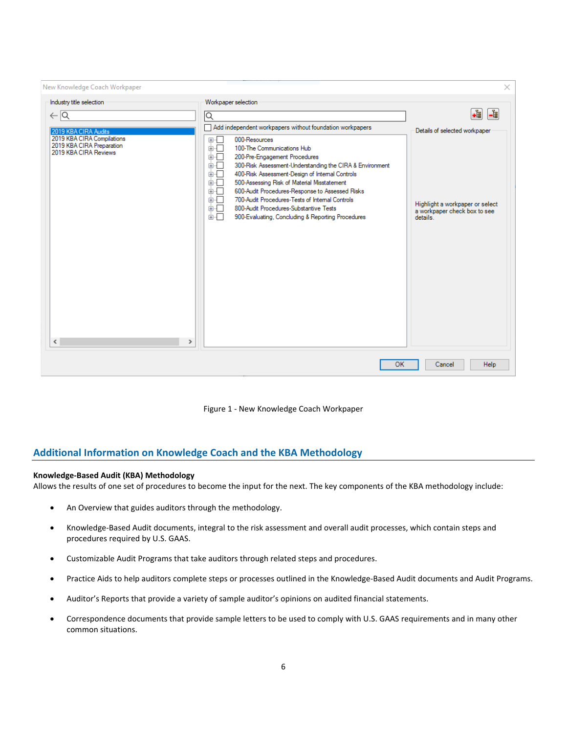Figure 1 - New Knowledge Coach Workpaper

## Additional Information on Knowledge Coach and the KBA Methodology

**Knowledge-Based Audit (KBA) Methodology**
Allows the results of one set of procedures to become the input for the next. The key components of the KBA methodology include:

- An Overview that guides auditors through the methodology.
- Knowledge-Based Audit documents, integral to the risk assessment and overall audit processes, which contain steps and procedures required by U.S. GAAS.
- Customizable Audit Programs that take auditors through related steps and procedures.
- Practice Aids to help auditors complete steps or processes outlined in the Knowledge-Based Audit documents and Audit Programs.
- Auditor's Reports that provide a variety of sample auditor's opinions on audited financial statements.
- Correspondence documents that provide sample letters to be used to comply with U.S. GAAS requirements and in many other common situations.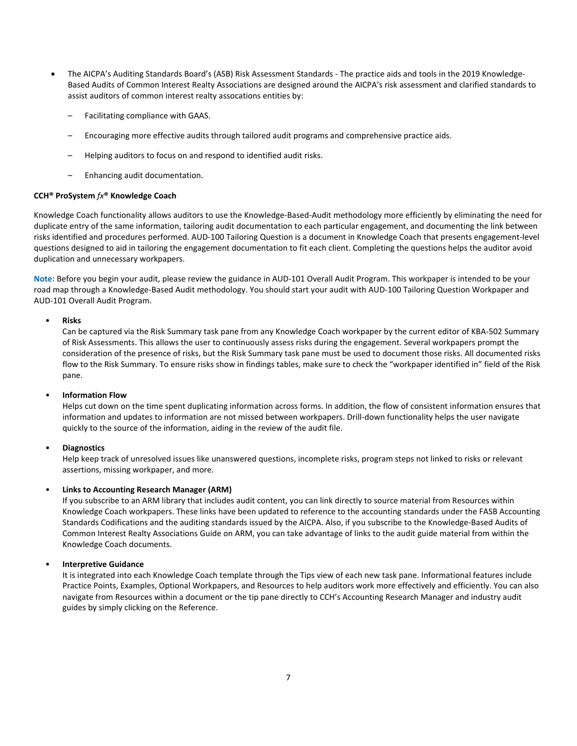- The AICPA's Auditing Standards Board's (ASB) Risk Assessment Standards - The practice aids and tools in the 2019 Knowledge-Based Audits of Common Interest Realty Associations are designed around the AICPA's risk assessment and clarified standards to assist auditors of common interest realty assocations entities by:
  - Facilitating compliance with GAAS.
  - Encouraging more effective audits through tailored audit programs and comprehensive practice aids.
  - Helping auditors to focus on and respond to identified audit risks.
  - Enhancing audit documentation.

**CCH® ProSystem *fx*® Knowledge Coach**

Knowledge Coach functionality allows auditors to use the Knowledge-Based-Audit methodology more efficiently by eliminating the need for duplicate entry of the same information, tailoring audit documentation to each particular engagement, and documenting the link between risks identified and procedures performed. AUD-100 Tailoring Question is a document in Knowledge Coach that presents engagement-level questions designed to aid in tailoring the engagement documentation to fit each client. Completing the questions helps the auditor avoid duplication and unnecessary workpapers.

**Note:** Before you begin your audit, please review the guidance in AUD-101 Overall Audit Program. This workpaper is intended to be your road map through a Knowledge-Based Audit methodology. You should start your audit with AUD-100 Tailoring Question Workpaper and AUD-101 Overall Audit Program.

- **Risks**
  Can be captured via the Risk Summary task pane from any Knowledge Coach workpaper by the current editor of KBA-502 Summary of Risk Assessments. This allows the user to continuously assess risks during the engagement. Several workpapers prompt the consideration of the presence of risks, but the Risk Summary task pane must be used to document those risks. All documented risks flow to the Risk Summary. To ensure risks show in findings tables, make sure to check the "workpaper identified in" field of the Risk pane.

- **Information Flow**
  Helps cut down on the time spent duplicating information across forms. In addition, the flow of consistent information ensures that information and updates to information are not missed between workpapers. Drill-down functionality helps the user navigate quickly to the source of the information, aiding in the review of the audit file.

- **Diagnostics**
  Help keep track of unresolved issues like unanswered questions, incomplete risks, program steps not linked to risks or relevant assertions, missing workpaper, and more.

- **Links to Accounting Research Manager (ARM)**
  If you subscribe to an ARM library that includes audit content, you can link directly to source material from Resources within Knowledge Coach workpapers. These links have been updated to reference to the accounting standards under the FASB Accounting Standards Codifications and the auditing standards issued by the AICPA. Also, if you subscribe to the Knowledge-Based Audits of Common Interest Realty Associations Guide on ARM, you can take advantage of links to the audit guide material from within the Knowledge Coach documents.

- **Interpretive Guidance**
  It is integrated into each Knowledge Coach template through the Tips view of each new task pane. Informational features include Practice Points, Examples, Optional Workpapers, and Resources to help auditors work more effectively and efficiently. You can also navigate from Resources within a document or the tip pane directly to CCH's Accounting Research Manager and industry audit guides by simply clicking on the Reference.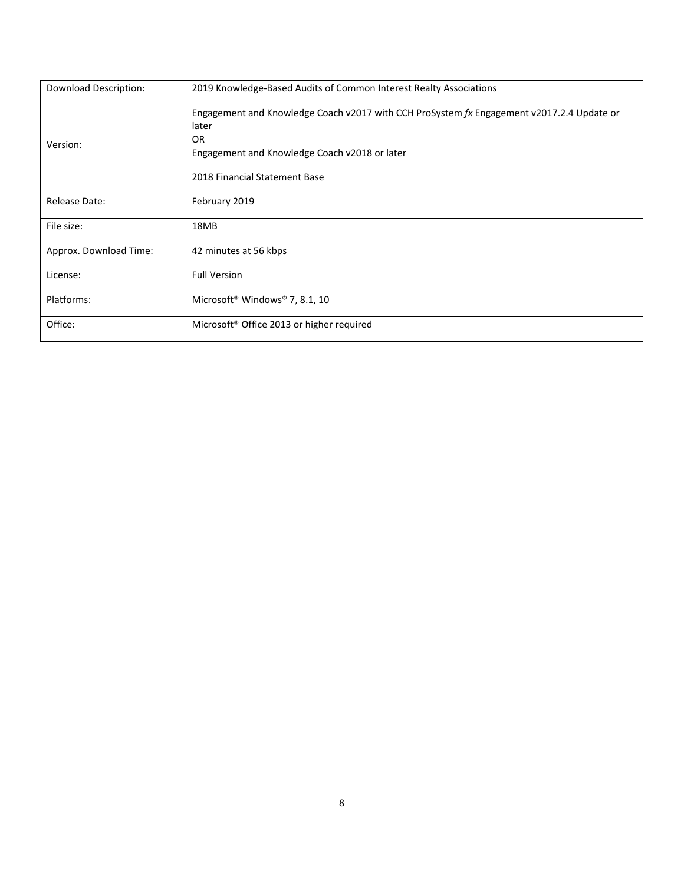| | |
|---|---|
| Download Description: | 2019 Knowledge-Based Audits of Common Interest Realty Associations |
| Version: | Engagement and Knowledge Coach v2017 with CCH ProSystem *fx* Engagement v2017.2.4 Update or later<br>OR<br>Engagement and Knowledge Coach v2018 or later<br><br>2018 Financial Statement Base |
| Release Date: | February 2019 |
| File size: | 18MB |
| Approx. Download Time: | 42 minutes at 56 kbps |
| License: | Full Version |
| Platforms: | Microsoft® Windows® 7, 8.1, 10 |
| Office: | Microsoft® Office 2013 or higher required |